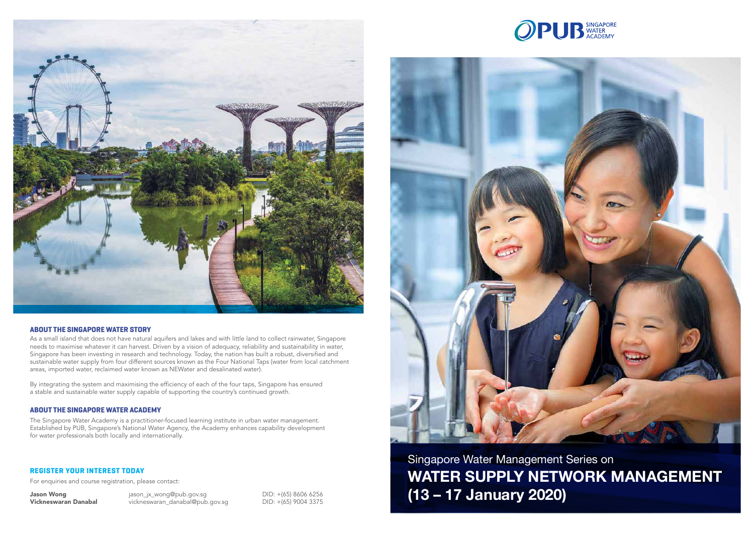## ABOUT THE SINGAPORE WATER STORY

As a small island that does not have natural aquifers and lakes and with little land to collect rainwater, Singapore needs to maximise whatever it can harvest. Driven by a vision of adequacy, reliability and sustainability in water, Singapore has been investing in research and technology. Today, the nation has built a robust, diversified and sustainable water supply from four different sources known as the Four National Taps (water from local catchment areas, imported water, reclaimed water known as NEWater and desalinated water).

By integrating the system and maximising the efficiency of each of the four taps, Singapore has ensured a stable and sustainable water supply capable of supporting the country's continued growth.

## ABOUT THE SINGAPORE WATER ACADEMY

The Singapore Water Academy is a practitioner-focused learning institute in urban water management. Established by PUB, Singapore's National Water Agency, the Academy enhances capability development for water professionals both locally and internationally.

## REGISTER YOUR INTEREST TODAY

For enquiries and course registration, please contact:

| | | |
|---|---|---|
| **Jason Wong** | jason_jx_wong@pub.gov.sg | DID: +(65) 8606 6256 |
| **Vickneswaran Danabal** | vickneswaran_danabal@pub.gov.sg | DID: +(65) 9004 3375 |

PUB SINGAPORE WATER ACADEMY

Singapore Water Management Series on

# WATER SUPPLY NETWORK MANAGEMENT (13 – 17 January 2020)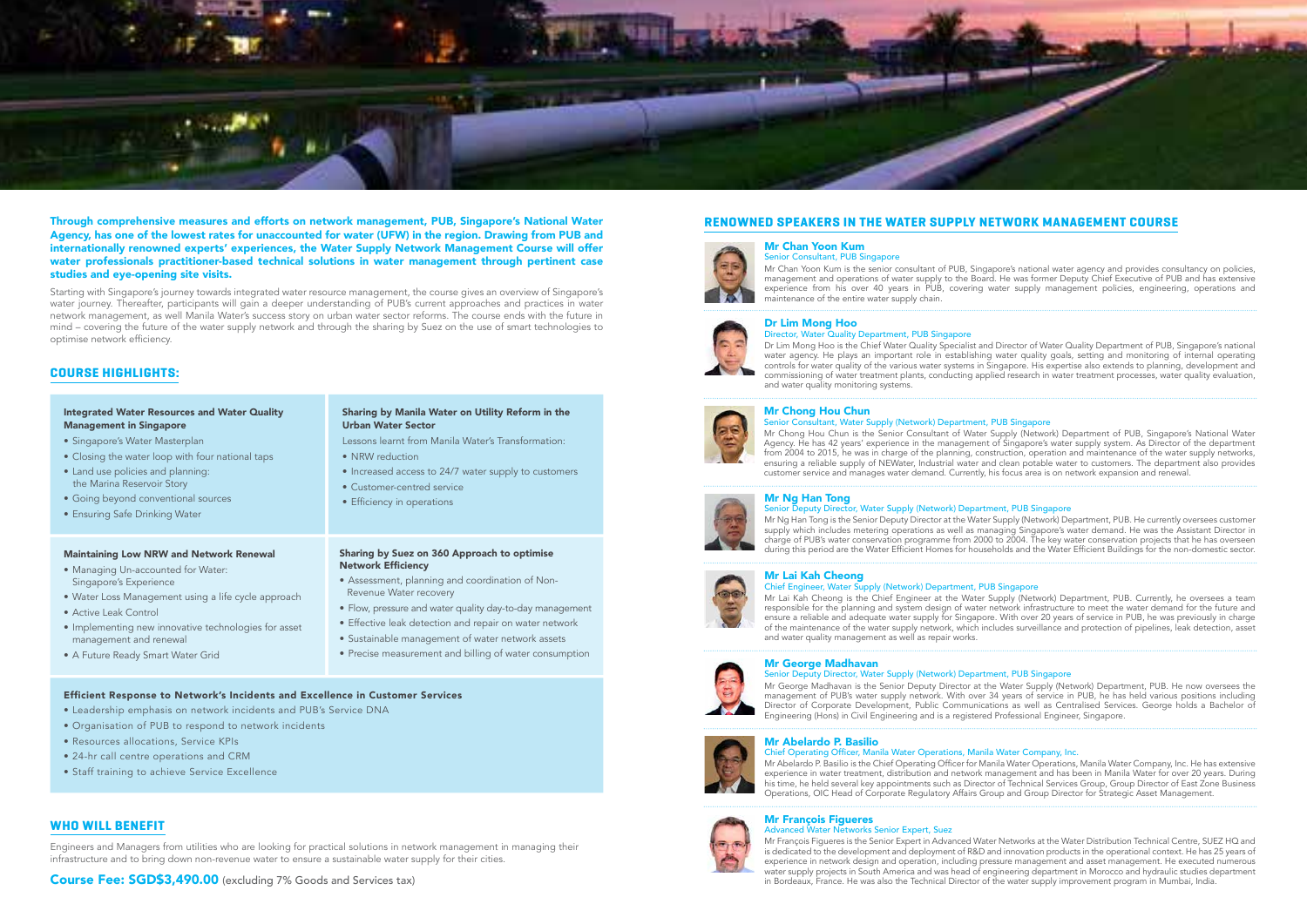**Through comprehensive measures and efforts on network management, PUB, Singapore's National Water Agency, has one of the lowest rates for unaccounted for water (UFW) in the region. Drawing from PUB and internationally renowned experts' experiences, the Water Supply Network Management Course will offer water professionals practitioner-based technical solutions in water management through pertinent case studies and eye-opening site visits.**

Starting with Singapore's journey towards integrated water resource management, the course gives an overview of Singapore's water journey. Thereafter, participants will gain a deeper understanding of PUB's current approaches and practices in water network management, as well Manila Water's success story on urban water sector reforms. The course ends with the future in mind – covering the future of the water supply network and through the sharing by Suez on the use of smart technologies to optimise network efficiency.

## COURSE HIGHLIGHTS:

### Integrated Water Resources and Water Quality Management in Singapore

- Singapore's Water Masterplan
- Closing the water loop with four national taps
- Land use policies and planning: the Marina Reservoir Story
- Going beyond conventional sources
- Ensuring Safe Drinking Water

### Sharing by Manila Water on Utility Reform in the Urban Water Sector

Lessons learnt from Manila Water's Transformation:

- NRW reduction
- Increased access to 24/7 water supply to customers
- Customer-centred service
- Efficiency in operations

### Maintaining Low NRW and Network Renewal

- Managing Un-accounted for Water: Singapore's Experience
- Water Loss Management using a life cycle approach
- Active Leak Control
- Implementing new innovative technologies for asset management and renewal
- A Future Ready Smart Water Grid

### Sharing by Suez on 360 Approach to optimise Network Efficiency

- Assessment, planning and coordination of Non-Revenue Water recovery
- Flow, pressure and water quality day-to-day management
- Effective leak detection and repair on water network
- Sustainable management of water network assets
- Precise measurement and billing of water consumption

### Efficient Response to Network's Incidents and Excellence in Customer Services

- Leadership emphasis on network incidents and PUB's Service DNA
- Organisation of PUB to respond to network incidents
- Resources allocations, Service KPIs
- 24-hr call centre operations and CRM
- Staff training to achieve Service Excellence

## WHO WILL BENEFIT

Engineers and Managers from utilities who are looking for practical solutions in network management in managing their infrastructure and to bring down non-revenue water to ensure a sustainable water supply for their cities.

**Course Fee: SGD$3,490.00** (excluding 7% Goods and Services tax)

## RENOWNED SPEAKERS IN THE WATER SUPPLY NETWORK MANAGEMENT COURSE

### Mr Chan Yoon Kum
Senior Consultant, PUB Singapore

Mr Chan Yoon Kum is the senior consultant of PUB, Singapore's national water agency and provides consultancy on policies, management and operations of water supply to the Board. He was former Deputy Chief Executive of PUB and has extensive experience from his over 40 years in PUB, covering water supply management policies, engineering, operations and maintenance of the entire water supply chain.

### Dr Lim Mong Hoo
Director, Water Quality Department, PUB Singapore

Dr Lim Mong Hoo is the Chief Water Quality Specialist and Director of Water Quality Department of PUB, Singapore's national water agency. He plays an important role in establishing water quality goals, setting and monitoring of internal operating controls for water quality of the various water systems in Singapore. His expertise also extends to planning, development and commissioning of water treatment plants, conducting applied research in water treatment processes, water quality evaluation, and water quality monitoring systems.

### Mr Chong Hou Chun
Senior Consultant, Water Supply (Network) Department, PUB Singapore

Mr Chong Hou Chun is the Senior Consultant of Water Supply (Network) Department of PUB, Singapore's National Water Agency. He has 42 years' experience in the management of Singapore's water supply system. As Director of the department from 2004 to 2015, he was in charge of the planning, construction, operation and maintenance of the water supply networks, ensuring a reliable supply of NEWater, Industrial water and clean potable water to customers. The department also provides customer service and manages water demand. Currently, his focus area is on network expansion and renewal.

### Mr Ng Han Tong
Senior Deputy Director, Water Supply (Network) Department, PUB Singapore

Mr Ng Han Tong is the Senior Deputy Director at the Water Supply (Network) Department, PUB. He currently oversees customer supply which includes metering operations as well as managing Singapore's water demand. He was the Assistant Director in charge of PUB's water conservation programme from 2000 to 2004. The key water conservation projects that he has overseen during this period are the Water Efficient Homes for households and the Water Efficient Buildings for the non-domestic sector.

### Mr Lai Kah Cheong
Chief Engineer, Water Supply (Network) Department, PUB Singapore

Mr Lai Kah Cheong is the Chief Engineer at the Water Supply (Network) Department, PUB. Currently, he oversees a team responsible for the planning and system design of water network infrastructure to meet the water demand for the future and ensure a reliable and adequate water supply for Singapore. With over 20 years of service in PUB, he was previously in charge of the maintenance of the water supply network, which includes surveillance and protection of pipelines, leak detection, asset and water quality management as well as repair works.

### Mr George Madhavan
Senior Deputy Director, Water Supply (Network) Department, PUB Singapore

Mr George Madhavan is the Senior Deputy Director at the Water Supply (Network) Department, PUB. He now oversees the management of PUB's water supply network. With over 34 years of service in PUB, he has held various positions including Director of Corporate Development, Public Communications as well as Centralised Services. George holds a Bachelor of Engineering (Hons) in Civil Engineering and is a registered Professional Engineer, Singapore.

### Mr Abelardo P. Basilio
Chief Operating Officer, Manila Water Operations, Manila Water Company, Inc.

Mr Abelardo P. Basilio is the Chief Operating Officer for Manila Water Operations, Manila Water Company, Inc. He has extensive experience in water treatment, distribution and network management and has been in Manila Water for over 20 years. During his time, he held several key appointments such as Director of Technical Services Group, Group Director of East Zone Business Operations, OIC Head of Corporate Regulatory Affairs Group and Group Director for Strategic Asset Management.

### Mr François Figueres
Advanced Water Networks Senior Expert, Suez

Mr François Figueres is the Senior Expert in Advanced Water Networks at the Water Distribution Technical Centre, SUEZ HQ and is dedicated to the development and deployment of R&D and innovation products in the operational context. He has 25 years of experience in network design and operation, including pressure management and asset management. He executed numerous water supply projects in South America and was head of engineering department in Morocco and hydraulic studies department in Bordeaux, France. He was also the Technical Director of the water supply improvement program in Mumbai, India.